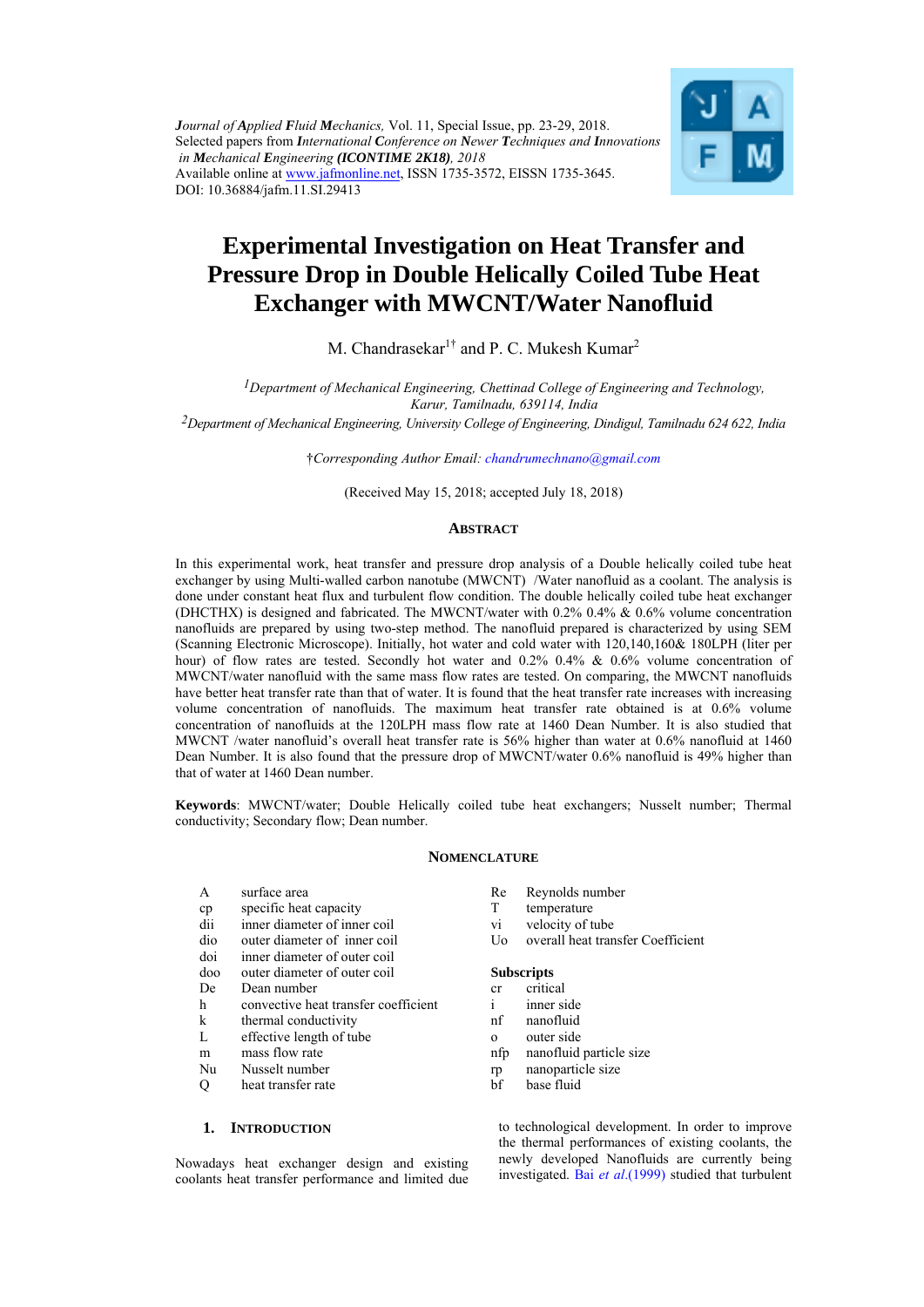*Journal of Applied Fluid Mechanics*, Vol. 11, Special Issue, pp. 23-29, 2018.
Selected papers from *International Conference on Newer Techniques and Innovations in Mechanical Engineering* ***(ICONTIME 2K18)****, 2018*
Available online at www.jafmonline.net, ISSN 1735-3572, EISSN 1735-3645.
DOI: 10.36884/jafm.11.SI.29413

# Experimental Investigation on Heat Transfer and Pressure Drop in Double Helically Coiled Tube Heat Exchanger with MWCNT/Water Nanofluid

M. Chandrasekar[1†] and P. C. Mukesh Kumar[2]

[1]*Department of Mechanical Engineering, Chettinad College of Engineering and Technology, Karur, Tamilnadu, 639114, India*
[2]*Department of Mechanical Engineering, University College of Engineering, Dindigul, Tamilnadu 624 622, India*

†*Corresponding Author Email: chandrumechnano@gmail.com*

(Received May 15, 2018; accepted July 18, 2018)

## Abstract

In this experimental work, heat transfer and pressure drop analysis of a Double helically coiled tube heat exchanger by using Multi-walled carbon nanotube (MWCNT) /Water nanofluid as a coolant. The analysis is done under constant heat flux and turbulent flow condition. The double helically coiled tube heat exchanger (DHCTHX) is designed and fabricated. The MWCNT/water with 0.2% 0.4% & 0.6% volume concentration nanofluids are prepared by using two-step method. The nanofluid prepared is characterized by using SEM (Scanning Electronic Microscope). Initially, hot water and cold water with 120,140,160& 180LPH (liter per hour) of flow rates are tested. Secondly hot water and 0.2% 0.4% & 0.6% volume concentration of MWCNT/water nanofluid with the same mass flow rates are tested. On comparing, the MWCNT nanofluids have better heat transfer rate than that of water. It is found that the heat transfer rate increases with increasing volume concentration of nanofluids. The maximum heat transfer rate obtained is at 0.6% volume concentration of nanofluids at the 120LPH mass flow rate at 1460 Dean Number. It is also studied that MWCNT /water nanofluid's overall heat transfer rate is 56% higher than water at 0.6% nanofluid at 1460 Dean Number. It is also found that the pressure drop of MWCNT/water 0.6% nanofluid is 49% higher than that of water at 1460 Dean number.

**Keywords**: MWCNT/water; Double Helically coiled tube heat exchangers; Nusselt number; Thermal conductivity; Secondary flow; Dean number.

## Nomenclature

| | |
|---|---|
| A | surface area |
| cp | specific heat capacity |
| dii | inner diameter of inner coil |
| dio | outer diameter of inner coil |
| doi | inner diameter of outer coil |
| doo | outer diameter of outer coil |
| De | Dean number |
| h | convective heat transfer coefficient |
| k | thermal conductivity |
| L | effective length of tube |
| m | mass flow rate |
| Nu | Nusselt number |
| Q | heat transfer rate |
| Re | Reynolds number |
| T | temperature |
| vi | velocity of tube |
| Uo | overall heat transfer Coefficient |

**Subscripts**

| | |
|---|---|
| cr | critical |
| i | inner side |
| nf | nanofluid |
| o | outer side |
| nfp | nanofluid particle size |
| rp | nanoparticle size |
| bf | base fluid |

## 1. Introduction

Nowadays heat exchanger design and existing coolants heat transfer performance and limited due to technological development. In order to improve the thermal performances of existing coolants, the newly developed Nanofluids are currently being investigated. Bai *et al.*(1999) studied that turbulent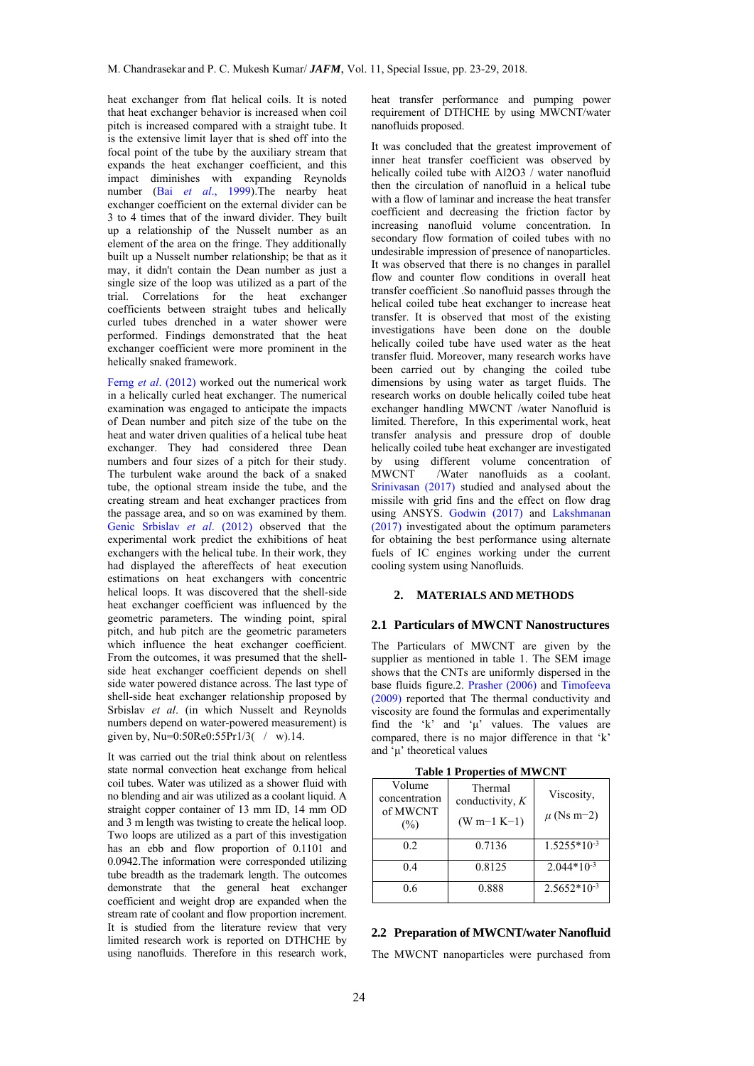heat exchanger from flat helical coils. It is noted that heat exchanger behavior is increased when coil pitch is increased compared with a straight tube. It is the extensive limit layer that is shed off into the focal point of the tube by the auxiliary stream that expands the heat exchanger coefficient, and this impact diminishes with expanding Reynolds number (Bai *et al*., 1999).The nearby heat exchanger coefficient on the external divider can be 3 to 4 times that of the inward divider. They built up a relationship of the Nusselt number as an element of the area on the fringe. They additionally built up a Nusselt number relationship; be that as it may, it didn't contain the Dean number as just a single size of the loop was utilized as a part of the trial. Correlations for the heat exchanger coefficients between straight tubes and helically curled tubes drenched in a water shower were performed. Findings demonstrated that the heat exchanger coefficient were more prominent in the helically snaked framework.

Ferng *et al*. (2012) worked out the numerical work in a helically curled heat exchanger. The numerical examination was engaged to anticipate the impacts of Dean number and pitch size of the tube on the heat and water driven qualities of a helical tube heat exchanger. They had considered three Dean numbers and four sizes of a pitch for their study. The turbulent wake around the back of a snaked tube, the optional stream inside the tube, and the creating stream and heat exchanger practices from the passage area, and so on was examined by them. Genic Srbislav *et al*. (2012) observed that the experimental work predict the exhibitions of heat exchangers with the helical tube. In their work, they had displayed the aftereffects of heat execution estimations on heat exchangers with concentric helical loops. It was discovered that the shell-side heat exchanger coefficient was influenced by the geometric parameters. The winding point, spiral pitch, and hub pitch are the geometric parameters which influence the heat exchanger coefficient. From the outcomes, it was presumed that the shell-side heat exchanger coefficient depends on shell side water powered distance across. The last type of shell-side heat exchanger relationship proposed by Srbislav *et al*. (in which Nusselt and Reynolds numbers depend on water-powered measurement) is given by, Nu=0:50Re0:55Pr1/3( / w).14.

It was carried out the trial think about on relentless state normal convection heat exchange from helical coil tubes. Water was utilized as a shower fluid with no blending and air was utilized as a coolant liquid. A straight copper container of 13 mm ID, 14 mm OD and 3 m length was twisting to create the helical loop. Two loops are utilized as a part of this investigation has an ebb and flow proportion of 0.1101 and 0.0942.The information were corresponded utilizing tube breadth as the trademark length. The outcomes demonstrate that the general heat exchanger coefficient and weight drop are expanded when the stream rate of coolant and flow proportion increment. It is studied from the literature review that very limited research work is reported on DTHCHE by using nanofluids. Therefore in this research work, heat transfer performance and pumping power requirement of DTHCHE by using MWCNT/water nanofluids proposed.

It was concluded that the greatest improvement of inner heat transfer coefficient was observed by helically coiled tube with Al2O3 / water nanofluid then the circulation of nanofluid in a helical tube with a flow of laminar and increase the heat transfer coefficient and decreasing the friction factor by increasing nanofluid volume concentration. In secondary flow formation of coiled tubes with no undesirable impression of presence of nanoparticles. It was observed that there is no changes in parallel flow and counter flow conditions in overall heat transfer coefficient .So nanofluid passes through the helical coiled tube heat exchanger to increase heat transfer. It is observed that most of the existing investigations have been done on the double helically coiled tube have used water as the heat transfer fluid. Moreover, many research works have been carried out by changing the coiled tube dimensions by using water as target fluids. The research works on double helically coiled tube heat exchanger handling MWCNT /water Nanofluid is limited. Therefore, In this experimental work, heat transfer analysis and pressure drop of double helically coiled tube heat exchanger are investigated by using different volume concentration of MWCNT /Water nanofluids as a coolant. Srinivasan (2017) studied and analysed about the missile with grid fins and the effect on flow drag using ANSYS. Godwin (2017) and Lakshmanan (2017) investigated about the optimum parameters for obtaining the best performance using alternate fuels of IC engines working under the current cooling system using Nanofluids.

## 2. MATERIALS AND METHODS

### 2.1 Particulars of MWCNT Nanostructures

The Particulars of MWCNT are given by the supplier as mentioned in table 1. The SEM image shows that the CNTs are uniformly dispersed in the base fluids figure.2. Prasher (2006) and Timofeeva (2009) reported that The thermal conductivity and viscosity are found the formulas and experimentally find the 'k' and 'μ' values. The values are compared, there is no major difference in that 'k' and 'μ' theoretical values

**Table 1 Properties of MWCNT**

| Volume concentration of MWCNT (%) | Thermal conductivity, $K$ (W m−1 K−1) | Viscosity, $\mu$ (Ns m−2) |
|---|---|---|
| 0.2 | 0.7136 | $1.5255*10^{-3}$ |
| 0.4 | 0.8125 | $2.044*10^{-3}$ |
| 0.6 | 0.888 | $2.5652*10^{-3}$ |

### 2.2 Preparation of MWCNT/water Nanofluid

The MWCNT nanoparticles were purchased from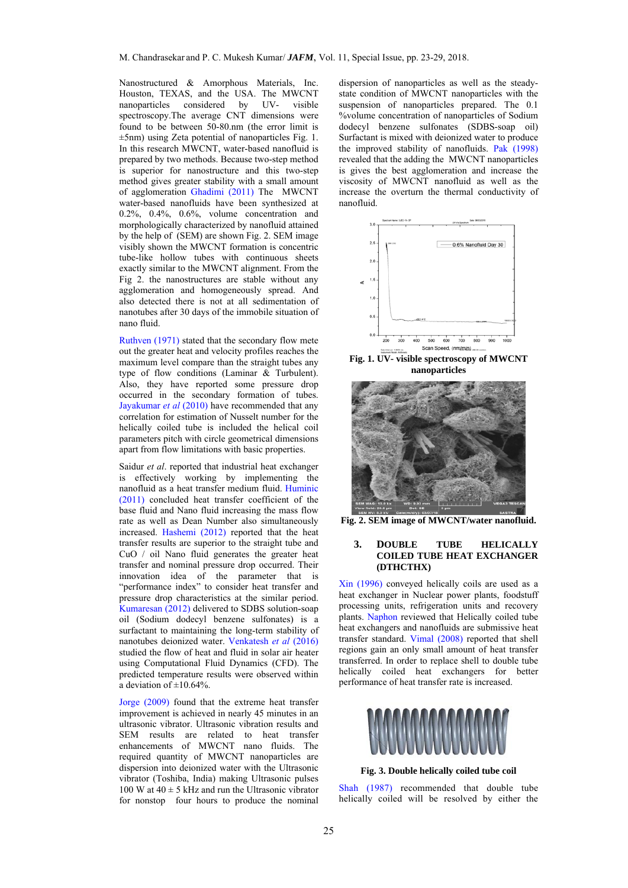Nanostructured & Amorphous Materials, Inc. Houston, TEXAS, and the USA. The MWCNT nanoparticles considered by UV- visible spectroscopy.The average CNT dimensions were found to be between 50-80.nm (the error limit is ±5nm) using Zeta potential of nanoparticles Fig. 1. In this research MWCNT, water-based nanofluid is prepared by two methods. Because two-step method is superior for nanostructure and this two-step method gives greater stability with a small amount of agglomeration Ghadimi (2011) The MWCNT water-based nanofluids have been synthesized at 0.2%, 0.4%, 0.6%, volume concentration and morphologically characterized by nanofluid attained by the help of (SEM) are shown Fig. 2. SEM image visibly shown the MWCNT formation is concentric tube-like hollow tubes with continuous sheets exactly similar to the MWCNT alignment. From the Fig 2. the nanostructures are stable without any agglomeration and homogeneously spread. And also detected there is not at all sedimentation of nanotubes after 30 days of the immobile situation of nano fluid.

Ruthven (1971) stated that the secondary flow mete out the greater heat and velocity profiles reaches the maximum level compare than the straight tubes any type of flow conditions (Laminar & Turbulent). Also, they have reported some pressure drop occurred in the secondary formation of tubes. Jayakumar *et al* (2010) have recommended that any correlation for estimation of Nusselt number for the helically coiled tube is included the helical coil parameters pitch with circle geometrical dimensions apart from flow limitations with basic properties.

Saidur *et al*. reported that industrial heat exchanger is effectively working by implementing the nanofluid as a heat transfer medium fluid. Huminic (2011) concluded heat transfer coefficient of the base fluid and Nano fluid increasing the mass flow rate as well as Dean Number also simultaneously increased. Hashemi (2012) reported that the heat transfer results are superior to the straight tube and CuO / oil Nano fluid generates the greater heat transfer and nominal pressure drop occurred. Their innovation idea of the parameter that is "performance index" to consider heat transfer and pressure drop characteristics at the similar period. Kumaresan (2012) delivered to SDBS solution-soap oil (Sodium dodecyl benzene sulfonates) is a surfactant to maintaining the long-term stability of nanotubes deionized water. Venkatesh *et al* (2016) studied the flow of heat and fluid in solar air heater using Computational Fluid Dynamics (CFD). The predicted temperature results were observed within a deviation of ±10.64%.

Jorge (2009) found that the extreme heat transfer improvement is achieved in nearly 45 minutes in an ultrasonic vibrator. Ultrasonic vibration results and SEM results are related to heat transfer enhancements of MWCNT nano fluids. The required quantity of MWCNT nanoparticles are dispersion into deionized water with the Ultrasonic vibrator (Toshiba, India) making Ultrasonic pulses 100 W at 40 ± 5 kHz and run the Ultrasonic vibrator for nonstop four hours to produce the nominal dispersion of nanoparticles as well as the steady-state condition of MWCNT nanoparticles with the suspension of nanoparticles prepared. The 0.1 %volume concentration of nanoparticles of Sodium dodecyl benzene sulfonates (SDBS-soap oil) Surfactant is mixed with deionized water to produce the improved stability of nanofluids. Pak (1998) revealed that the adding the MWCNT nanoparticles is gives the best agglomeration and increase the viscosity of MWCNT nanofluid as well as the increase the overturn the thermal conductivity of nanofluid.

**Fig. 1. UV- visible spectroscopy of MWCNT nanoparticles**

**Fig. 2. SEM image of MWCNT/water nanofluid.**

## 3. DOUBLE TUBE HELICALLY COILED TUBE HEAT EXCHANGER (DTHCTHX)

Xin (1996) conveyed helically coils are used as a heat exchanger in Nuclear power plants, foodstuff processing units, refrigeration units and recovery plants. Naphon reviewed that Helically coiled tube heat exchangers and nanofluids are submissive heat transfer standard. Vimal (2008) reported that shell regions gain an only small amount of heat transfer transferred. In order to replace shell to double tube helically coiled heat exchangers for better performance of heat transfer rate is increased.

**Fig. 3. Double helically coiled tube coil**

Shah (1987) recommended that double tube helically coiled will be resolved by either the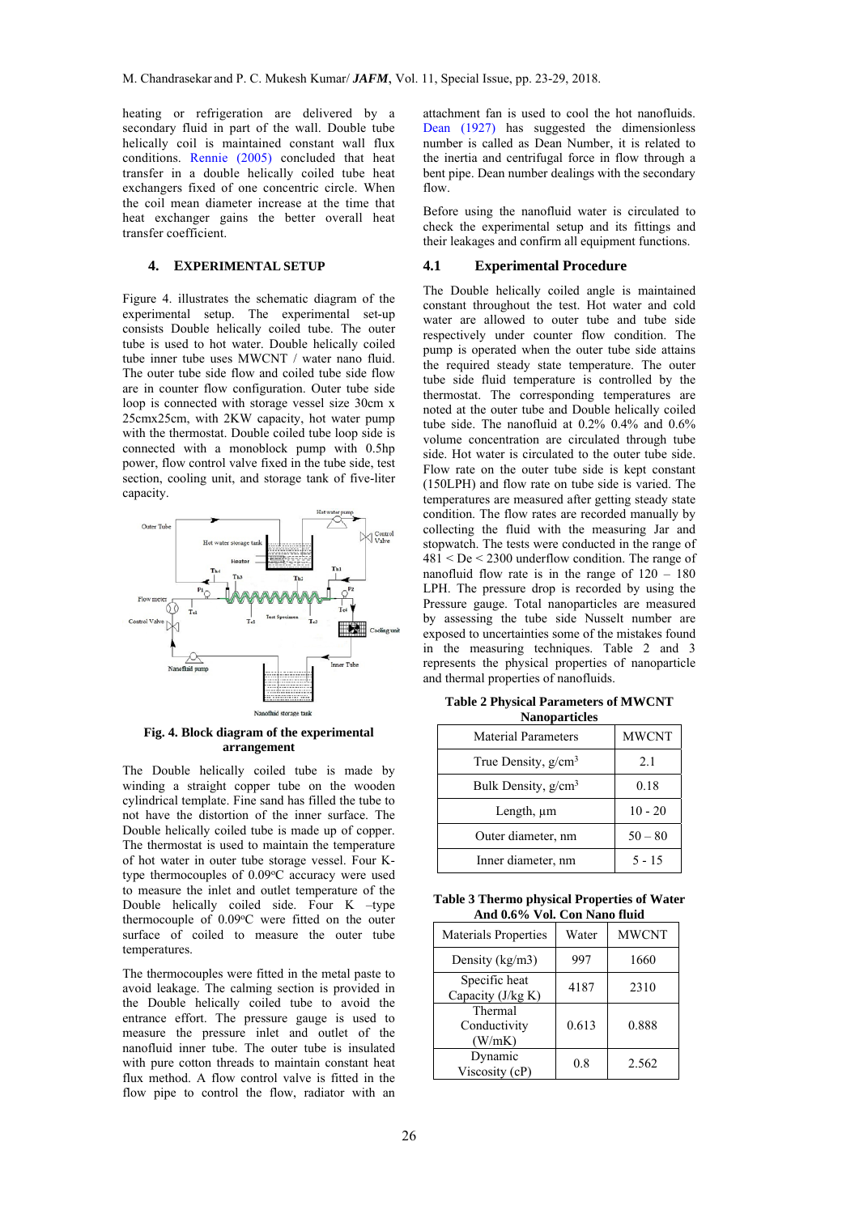heating or refrigeration are delivered by a secondary fluid in part of the wall. Double tube helically coil is maintained constant wall flux conditions. Rennie (2005) concluded that heat transfer in a double helically coiled tube heat exchangers fixed of one concentric circle. When the coil mean diameter increase at the time that heat exchanger gains the better overall heat transfer coefficient.

## 4. EXPERIMENTAL SETUP

Figure 4. illustrates the schematic diagram of the experimental setup. The experimental set-up consists Double helically coiled tube. The outer tube is used to hot water. Double helically coiled tube inner tube uses MWCNT / water nano fluid. The outer tube side flow and coiled tube side flow are in counter flow configuration. Outer tube side loop is connected with storage vessel size 30cm x 25cmx25cm, with 2KW capacity, hot water pump with the thermostat. Double coiled tube loop side is connected with a monoblock pump with 0.5hp power, flow control valve fixed in the tube side, test section, cooling unit, and storage tank of five-liter capacity.

**Fig. 4. Block diagram of the experimental arrangement**

The Double helically coiled tube is made by winding a straight copper tube on the wooden cylindrical template. Fine sand has filled the tube to not have the distortion of the inner surface. The Double helically coiled tube is made up of copper. The thermostat is used to maintain the temperature of hot water in outer tube storage vessel. Four K-type thermocouples of 0.09°C accuracy were used to measure the inlet and outlet temperature of the Double helically coiled side. Four K –type thermocouple of 0.09°C were fitted on the outer surface of coiled to measure the outer tube temperatures.

The thermocouples were fitted in the metal paste to avoid leakage. The calming section is provided in the Double helically coiled tube to avoid the entrance effort. The pressure gauge is used to measure the pressure inlet and outlet of the nanofluid inner tube. The outer tube is insulated with pure cotton threads to maintain constant heat flux method. A flow control valve is fitted in the flow pipe to control the flow, radiator with an attachment fan is used to cool the hot nanofluids. Dean (1927) has suggested the dimensionless number is called as Dean Number, it is related to the inertia and centrifugal force in flow through a bent pipe. Dean number dealings with the secondary flow.

Before using the nanofluid water is circulated to check the experimental setup and its fittings and their leakages and confirm all equipment functions.

### 4.1 Experimental Procedure

The Double helically coiled angle is maintained constant throughout the test. Hot water and cold water are allowed to outer tube and tube side respectively under counter flow condition. The pump is operated when the outer tube side attains the required steady state temperature. The outer tube side fluid temperature is controlled by the thermostat. The corresponding temperatures are noted at the outer tube and Double helically coiled tube side. The nanofluid at 0.2% 0.4% and 0.6% volume concentration are circulated through tube side. Hot water is circulated to the outer tube side. Flow rate on the outer tube side is kept constant (150LPH) and flow rate on tube side is varied. The temperatures are measured after getting steady state condition. The flow rates are recorded manually by collecting the fluid with the measuring Jar and stopwatch. The tests were conducted in the range of $481 < De < 2300$ underflow condition. The range of nanofluid flow rate is in the range of 120 – 180 LPH. The pressure drop is recorded by using the Pressure gauge. Total nanoparticles are measured by assessing the tube side Nusselt number are exposed to uncertainties some of the mistakes found in the measuring techniques. Table 2 and 3 represents the physical properties of nanoparticle and thermal properties of nanofluids.

**Table 2 Physical Parameters of MWCNT Nanoparticles**

| Material Parameters | MWCNT |
|---|---|
| True Density, $g/cm^3$ | 2.1 |
| Bulk Density, $g/cm^3$ | 0.18 |
| Length, µm | 10 - 20 |
| Outer diameter, nm | 50 – 80 |
| Inner diameter, nm | 5 - 15 |

**Table 3 Thermo physical Properties of Water And 0.6% Vol. Con Nano fluid**

| Materials Properties | Water | MWCNT |
|---|---|---|
| Density (kg/m3) | 997 | 1660 |
| Specific heat Capacity (J/kg K) | 4187 | 2310 |
| Thermal Conductivity (W/mK) | 0.613 | 0.888 |
| Dynamic Viscosity (cP) | 0.8 | 2.562 |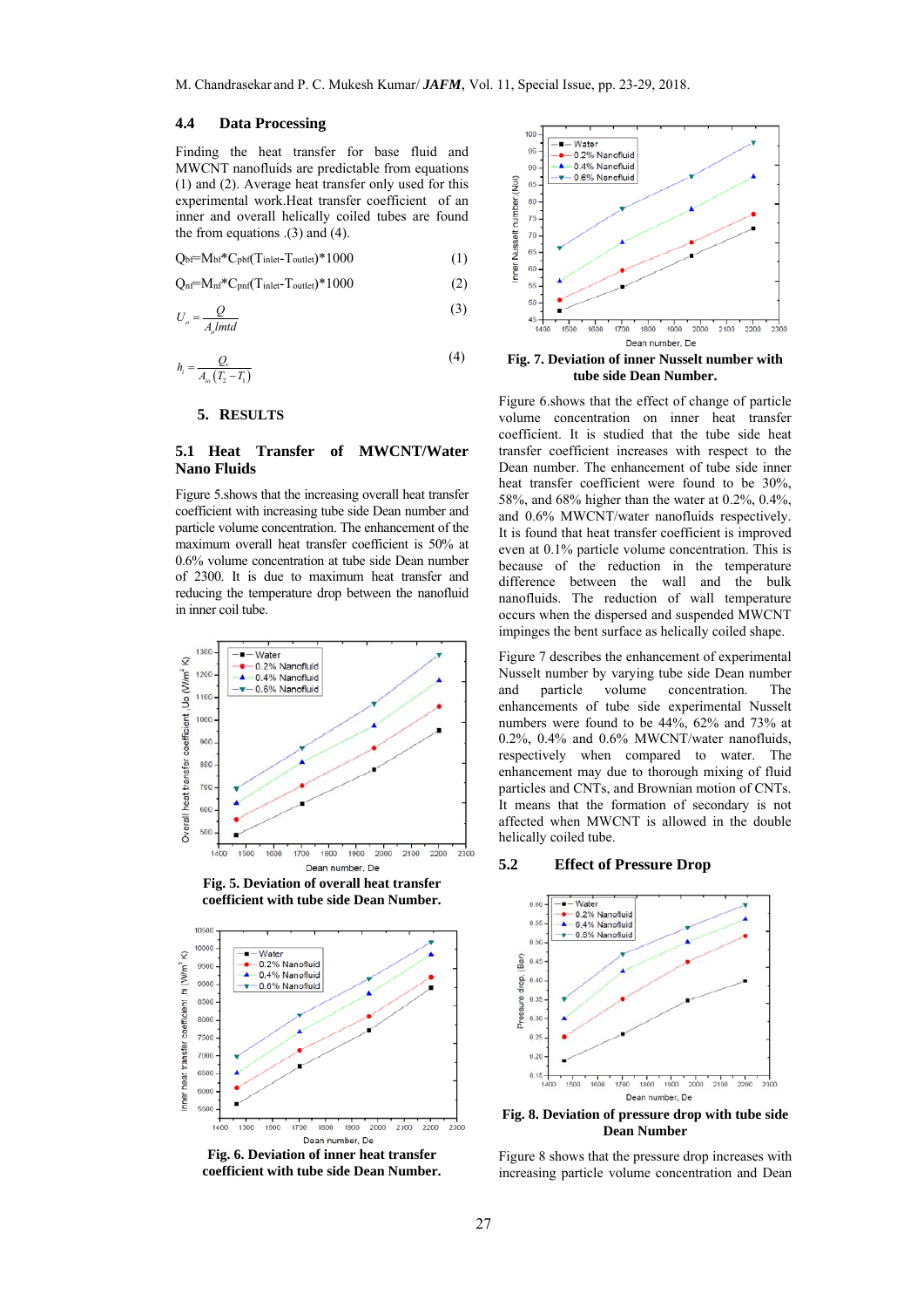### 4.4 Data Processing

Finding the heat transfer for base fluid and MWCNT nanofluids are predictable from equations (1) and (2). Average heat transfer only used for this experimental work.Heat transfer coefficient of an inner and overall helically coiled tubes are found the from equations .(3) and (4).

$$Q_{bf}=M_{bf}*C_{pbf}(T_{inlet}-T_{outlet})*1000 \quad (1)$$

$$Q_{nf}=M_{nf}*C_{pnf}(T_{inlet}-T_{outlet})*1000 \quad (2)$$

$$U_o = \frac{Q}{A_o lmtd} \quad (3)$$

$$h_i = \frac{Q_c}{A_{io}(T_2 - T_1)} \quad (4)$$

## 5. RESULTS

### 5.1 Heat Transfer of MWCNT/Water Nano Fluids

Figure 5.shows that the increasing overall heat transfer coefficient with increasing tube side Dean number and particle volume concentration. The enhancement of the maximum overall heat transfer coefficient is 50% at 0.6% volume concentration at tube side Dean number of 2300. It is due to maximum heat transfer and reducing the temperature drop between the nanofluid in inner coil tube.

**Fig. 5. Deviation of overall heat transfer coefficient with tube side Dean Number.**

**Fig. 6. Deviation of inner heat transfer coefficient with tube side Dean Number.**

**Fig. 7. Deviation of inner Nusselt number with tube side Dean Number.**

Figure 6.shows that the effect of change of particle volume concentration on inner heat transfer coefficient. It is studied that the tube side heat transfer coefficient increases with respect to the Dean number. The enhancement of tube side inner heat transfer coefficient were found to be 30%, 58%, and 68% higher than the water at 0.2%, 0.4%, and 0.6% MWCNT/water nanofluids respectively. It is found that heat transfer coefficient is improved even at 0.1% particle volume concentration. This is because of the reduction in the temperature difference between the wall and the bulk nanofluids. The reduction of wall temperature occurs when the dispersed and suspended MWCNT impinges the bent surface as helically coiled shape.

Figure 7 describes the enhancement of experimental Nusselt number by varying tube side Dean number and particle volume concentration. The enhancements of tube side experimental Nusselt numbers were found to be 44%, 62% and 73% at 0.2%, 0.4% and 0.6% MWCNT/water nanofluids, respectively when compared to water. The enhancement may due to thorough mixing of fluid particles and CNTs, and Brownian motion of CNTs. It means that the formation of secondary is not affected when MWCNT is allowed in the double helically coiled tube.

### 5.2 Effect of Pressure Drop

**Fig. 8. Deviation of pressure drop with tube side Dean Number**

Figure 8 shows that the pressure drop increases with increasing particle volume concentration and Dean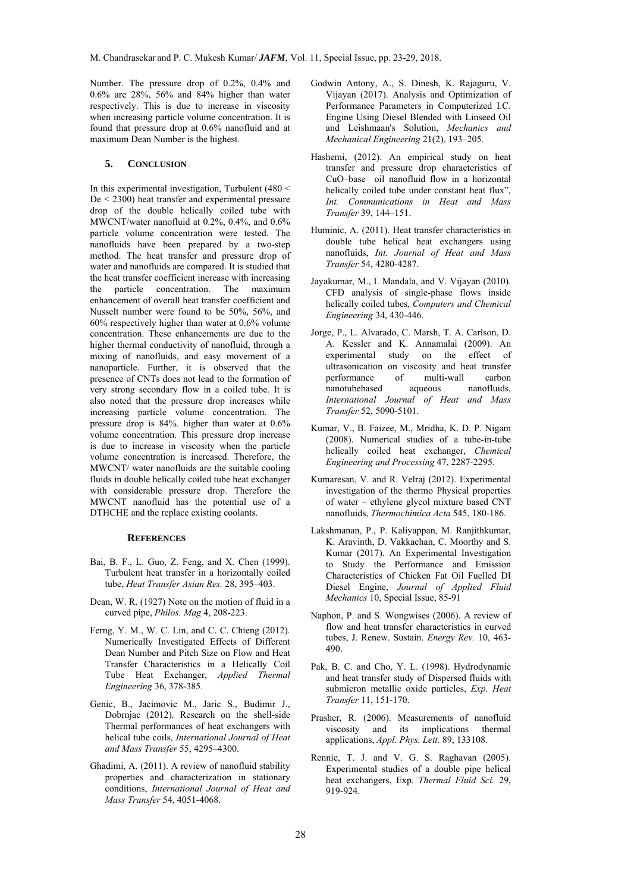Number. The pressure drop of 0.2%, 0.4% and 0.6% are 28%, 56% and 84% higher than water respectively. This is due to increase in viscosity when increasing particle volume concentration. It is found that pressure drop at 0.6% nanofluid and at maximum Dean Number is the highest.

## 5. CONCLUSION

In this experimental investigation, Turbulent (480 < De < 2300) heat transfer and experimental pressure drop of the double helically coiled tube with MWCNT/water nanofluid at 0.2%, 0.4%, and 0.6% particle volume concentration were tested. The nanofluids have been prepared by a two-step method. The heat transfer and pressure drop of water and nanofluids are compared. It is studied that the heat transfer coefficient increase with increasing the particle concentration. The maximum enhancement of overall heat transfer coefficient and Nusselt number were found to be 50%, 56%, and 60% respectively higher than water at 0.6% volume concentration. These enhancements are due to the higher thermal conductivity of nanofluid, through a mixing of nanofluids, and easy movement of a nanoparticle. Further, it is observed that the presence of CNTs does not lead to the formation of very strong secondary flow in a coiled tube. It is also noted that the pressure drop increases while increasing particle volume concentration. The pressure drop is 84%. higher than water at 0.6% volume concentration. This pressure drop increase is due to increase in viscosity when the particle volume concentration is increased. Therefore, the MWCNT/ water nanofluids are the suitable cooling fluids in double helically coiled tube heat exchanger with considerable pressure drop. Therefore the MWCNT nanofluid has the potential use of a DTHCHE and the replace existing coolants.

## REFERENCES

Bai, B. F., L. Guo, Z. Feng, and X. Chen (1999). Turbulent heat transfer in a horizontally coiled tube, *Heat Transfer Asian Res.* 28, 395–403.

Dean, W. R. (1927) Note on the motion of fluid in a curved pipe, *Philos. Mag* 4, 208-223.

Ferng, Y. M., W. C. Lin, and C. C. Chieng (2012). Numerically Investigated Effects of Different Dean Number and Pitch Size on Flow and Heat Transfer Characteristics in a Helically Coil Tube Heat Exchanger, *Applied Thermal Engineering* 36, 378-385.

Genic, B., Jacimovic M., Jaric S., Budimir J., Dobrnjac (2012). Research on the shell-side Thermal performances of heat exchangers with helical tube coils, *International Journal of Heat and Mass Transfer* 55, 4295–4300.

Ghadimi, A. (2011). A review of nanofluid stability properties and characterization in stationary conditions, *International Journal of Heat and Mass Transfer* 54, 4051-4068.

Godwin Antony, A., S. Dinesh, K. Rajaguru, V. Vijayan (2017). Analysis and Optimization of Performance Parameters in Computerized I.C. Engine Using Diesel Blended with Linseed Oil and Leishmaan's Solution, *Mechanics and Mechanical Engineering* 21(2), 193–205.

Hashemi, (2012). An empirical study on heat transfer and pressure drop characteristics of CuO–base oil nanofluid flow in a horizontal helically coiled tube under constant heat flux", *Int. Communications in Heat and Mass Transfer* 39, 144–151.

Huminic, A. (2011). Heat transfer characteristics in double tube helical heat exchangers using nanofluids, *Int. Journal of Heat and Mass Transfer* 54, 4280-4287.

Jayakumar, M., I. Mandala, and V. Vijayan (2010). CFD analysis of single-phase flows inside helically coiled tubes*, Computers and Chemical Engineering* 34, 430-446.

Jorge, P., L. Alvarado, C. Marsh, T. A. Carlson, D. A. Kessler and K. Annamalai (2009). An experimental study on the effect of ultrasonication on viscosity and heat transfer performance of multi-wall carbon nanotubebased aqueous nanofluids, *International Journal of Heat and Mass Transfer* 52, 5090-5101.

Kumar, V., B. Faizee, M., Mridha, K. D. P. Nigam (2008). Numerical studies of a tube-in-tube helically coiled heat exchanger, *Chemical Engineering and Processing* 47, 2287-2295.

Kumaresan, V. and R. Velraj (2012). Experimental investigation of the thermo Physical properties of water – ethylene glycol mixture based CNT nanofluids, *Thermochimica Acta* 545, 180-186.

Lakshmanan, P., P. Kaliyappan, M. Ranjithkumar, K. Aravinth, D. Vakkachan, C. Moorthy and S. Kumar (2017). An Experimental Investigation to Study the Performance and Emission Characteristics of Chicken Fat Oil Fuelled DI Diesel Engine, *Journal of Applied Fluid Mechanics* 10, Special Issue, 85-91

Naphon, P. and S. Wongwises (2006). A review of flow and heat transfer characteristics in curved tubes, J. Renew. Sustain. *Energy Rev.* 10, 463-490.

Pak, B. C. and Cho, Y. L. (1998). Hydrodynamic and heat transfer study of Dispersed fluids with submicron metallic oxide particles, *Exp. Heat Transfer* 11, 151-170.

Prasher, R. (2006). Measurements of nanofluid viscosity and its implications thermal applications, *Appl. Phys. Lett.* 89, 133108.

Rennie, T. J. and V. G. S. Raghavan (2005). Experimental studies of a double pipe helical heat exchangers, Exp. *Thermal Fluid Sci.* 29, 919-924.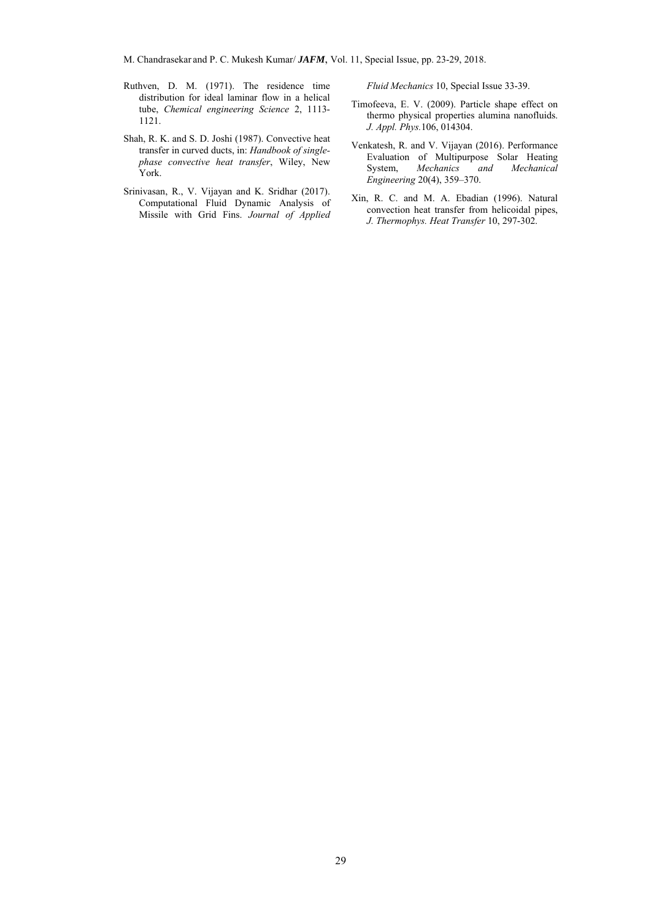Ruthven, D. M. (1971). The residence time distribution for ideal laminar flow in a helical tube, *Chemical engineering Science* 2, 1113-1121.

Shah, R. K. and S. D. Joshi (1987). Convective heat transfer in curved ducts, in: *Handbook of single-phase convective heat transfer*, Wiley, New York.

Srinivasan, R., V. Vijayan and K. Sridhar (2017). Computational Fluid Dynamic Analysis of Missile with Grid Fins. *Journal of Applied Fluid Mechanics* 10, Special Issue 33-39.

Timofeeva, E. V. (2009). Particle shape effect on thermo physical properties alumina nanofluids. *J. Appl. Phys.*106, 014304.

Venkatesh, R. and V. Vijayan (2016). Performance Evaluation of Multipurpose Solar Heating System, *Mechanics and Mechanical Engineering* 20(4), 359–370.

Xin, R. C. and M. A. Ebadian (1996). Natural convection heat transfer from helicoidal pipes, *J. Thermophys. Heat Transfer* 10, 297-302.